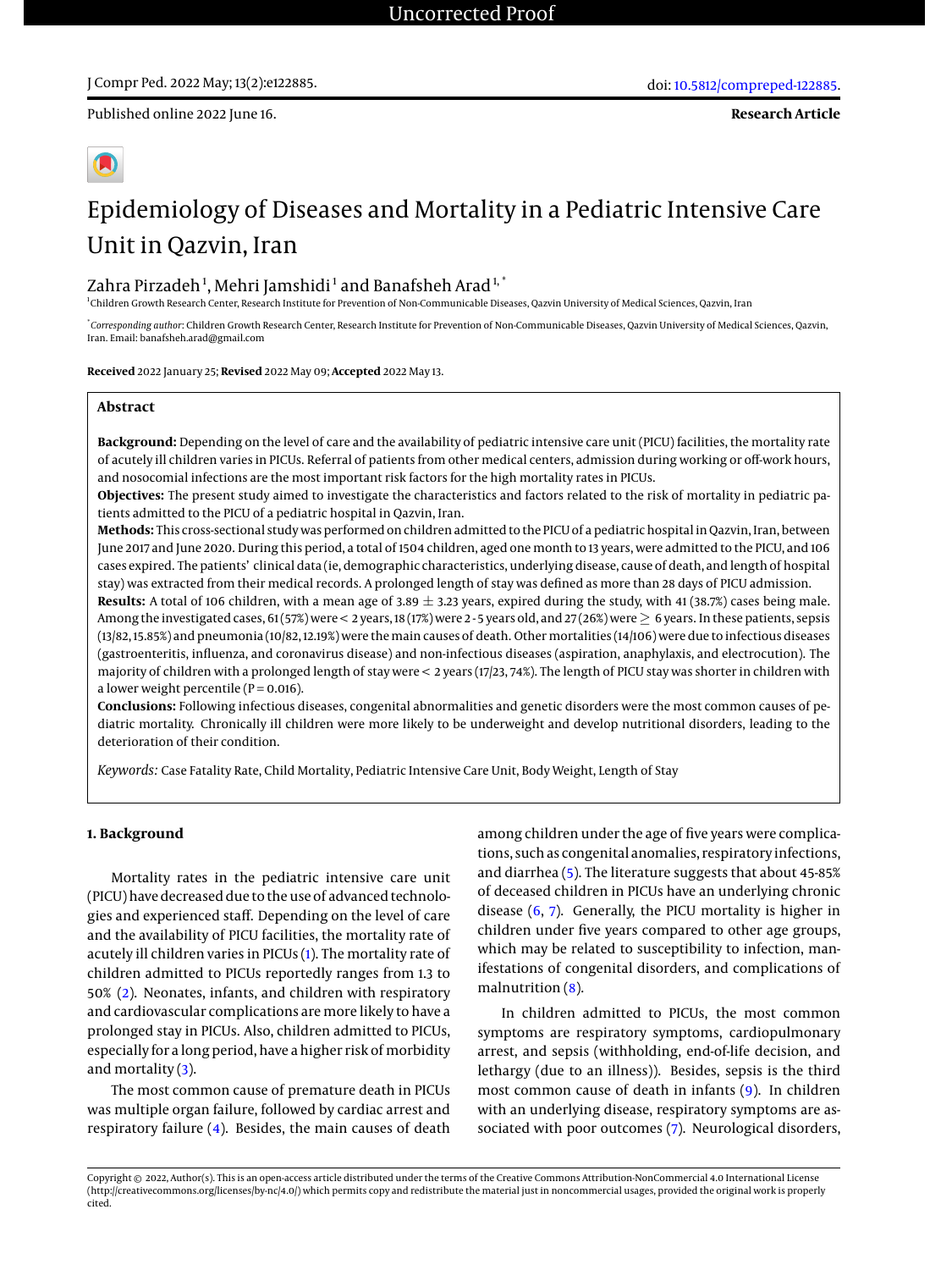Published online 2022 June 16.

**Research Article**

# Epidemiology of Diseases and Mortality in a Pediatric Intensive Care Unit in Qazvin, Iran

Zahra Pirzadeh[1], Mehri Jamshidi[1] and Banafsheh Arad[1,*]

[1]Children Growth Research Center, Research Institute for Prevention of Non-Communicable Diseases, Qazvin University of Medical Sciences, Qazvin, Iran

[*]*Corresponding author*: Children Growth Research Center, Research Institute for Prevention of Non-Communicable Diseases, Qazvin University of Medical Sciences, Qazvin, Iran. Email: banafsheh.arad@gmail.com

**Received** 2022 January 25; **Revised** 2022 May 09; **Accepted** 2022 May 13.

## Abstract

**Background:** Depending on the level of care and the availability of pediatric intensive care unit (PICU) facilities, the mortality rate of acutely ill children varies in PICUs. Referral of patients from other medical centers, admission during working or off-work hours, and nosocomial infections are the most important risk factors for the high mortality rates in PICUs.

**Objectives:** The present study aimed to investigate the characteristics and factors related to the risk of mortality in pediatric patients admitted to the PICU of a pediatric hospital in Qazvin, Iran.

**Methods:** This cross-sectional study was performed on children admitted to the PICU of a pediatric hospital in Qazvin, Iran, between June 2017 and June 2020. During this period, a total of 1504 children, aged one month to 13 years, were admitted to the PICU, and 106 cases expired. The patients' clinical data (ie, demographic characteristics, underlying disease, cause of death, and length of hospital stay) was extracted from their medical records. A prolonged length of stay was defined as more than 28 days of PICU admission.

**Results:** A total of 106 children, with a mean age of 3.89 ± 3.23 years, expired during the study, with 41 (38.7%) cases being male. Among the investigated cases, 61 (57%) were < 2 years, 18 (17%) were 2 - 5 years old, and 27 (26%) were ≥ 6 years. In these patients, sepsis (13/82, 15.85%) and pneumonia (10/82, 12.19%) were the main causes of death. Other mortalities (14/106) were due to infectious diseases (gastroenteritis, influenza, and coronavirus disease) and non-infectious diseases (aspiration, anaphylaxis, and electrocution). The majority of children with a prolonged length of stay were < 2 years (17/23, 74%). The length of PICU stay was shorter in children with a lower weight percentile (P = 0.016).

**Conclusions:** Following infectious diseases, congenital abnormalities and genetic disorders were the most common causes of pediatric mortality. Chronically ill children were more likely to be underweight and develop nutritional disorders, leading to the deterioration of their condition.

*Keywords:* Case Fatality Rate, Child Mortality, Pediatric Intensive Care Unit, Body Weight, Length of Stay

## 1. Background

Mortality rates in the pediatric intensive care unit (PICU) have decreased due to the use of advanced technologies and experienced staff. Depending on the level of care and the availability of PICU facilities, the mortality rate of acutely ill children varies in PICUs (1). The mortality rate of children admitted to PICUs reportedly ranges from 1.3 to 50% (2). Neonates, infants, and children with respiratory and cardiovascular complications are more likely to have a prolonged stay in PICUs. Also, children admitted to PICUs, especially for a long period, have a higher risk of morbidity and mortality (3).

The most common cause of premature death in PICUs was multiple organ failure, followed by cardiac arrest and respiratory failure (4). Besides, the main causes of death among children under the age of five years were complications, such as congenital anomalies, respiratory infections, and diarrhea (5). The literature suggests that about 45-85% of deceased children in PICUs have an underlying chronic disease (6, 7). Generally, the PICU mortality is higher in children under five years compared to other age groups, which may be related to susceptibility to infection, manifestations of congenital disorders, and complications of malnutrition (8).

In children admitted to PICUs, the most common symptoms are respiratory symptoms, cardiopulmonary arrest, and sepsis (withholding, end-of-life decision, and lethargy (due to an illness)). Besides, sepsis is the third most common cause of death in infants (9). In children with an underlying disease, respiratory symptoms are associated with poor outcomes (7). Neurological disorders,

Copyright © 2022, Author(s). This is an open-access article distributed under the terms of the Creative Commons Attribution-NonCommercial 4.0 International License (http://creativecommons.org/licenses/by-nc/4.0/) which permits copy and redistribute the material just in noncommercial usages, provided the original work is properly cited.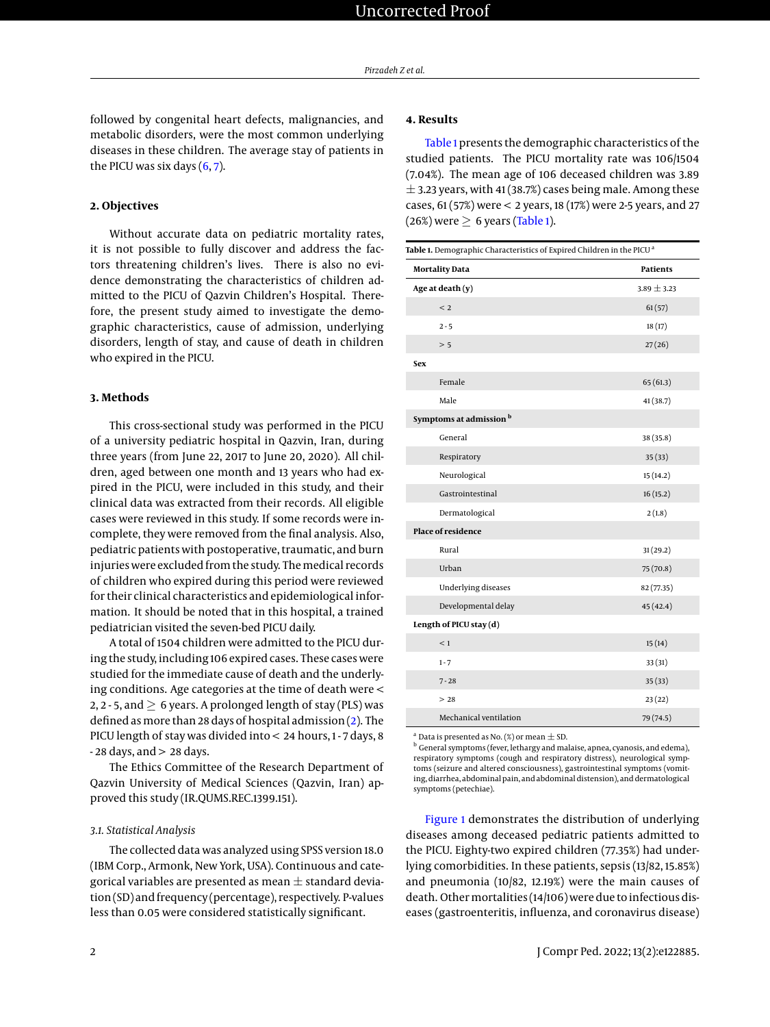followed by congenital heart defects, malignancies, and metabolic disorders, were the most common underlying diseases in these children. The average stay of patients in the PICU was six days (6, 7).

## 2. Objectives

Without accurate data on pediatric mortality rates, it is not possible to fully discover and address the factors threatening children's lives. There is also no evidence demonstrating the characteristics of children admitted to the PICU of Qazvin Children's Hospital. Therefore, the present study aimed to investigate the demographic characteristics, cause of admission, underlying disorders, length of stay, and cause of death in children who expired in the PICU.

## 3. Methods

This cross-sectional study was performed in the PICU of a university pediatric hospital in Qazvin, Iran, during three years (from June 22, 2017 to June 20, 2020). All children, aged between one month and 13 years who had expired in the PICU, were included in this study, and their clinical data was extracted from their records. All eligible cases were reviewed in this study. If some records were incomplete, they were removed from the final analysis. Also, pediatric patients with postoperative, traumatic, and burn injuries were excluded from the study. The medical records of children who expired during this period were reviewed for their clinical characteristics and epidemiological information. It should be noted that in this hospital, a trained pediatrician visited the seven-bed PICU daily.

A total of 1504 children were admitted to the PICU during the study, including 106 expired cases. These cases were studied for the immediate cause of death and the underlying conditions. Age categories at the time of death were < 2, 2 - 5, and ≥ 6 years. A prolonged length of stay (PLS) was defined as more than 28 days of hospital admission (2). The PICU length of stay was divided into < 24 hours, 1 - 7 days, 8 - 28 days, and > 28 days.

The Ethics Committee of the Research Department of Qazvin University of Medical Sciences (Qazvin, Iran) approved this study (IR.QUMS.REC.1399.151).

### 3.1. Statistical Analysis

The collected data was analyzed using SPSS version 18.0 (IBM Corp., Armonk, New York, USA). Continuous and categorical variables are presented as mean ± standard deviation (SD) and frequency (percentage), respectively. P-values less than 0.05 were considered statistically significant.

## 4. Results

Table 1 presents the demographic characteristics of the studied patients. The PICU mortality rate was 106/1504 (7.04%). The mean age of 106 deceased children was 3.89 ± 3.23 years, with 41 (38.7%) cases being male. Among these cases, 61 (57%) were < 2 years, 18 (17%) were 2-5 years, and 27 (26%) were ≥ 6 years (Table 1).

**Table 1.** Demographic Characteristics of Expired Children in the PICU [a]

| Mortality Data | Patients |
|---|---|
| **Age at death (y)** | 3.89 ± 3.23 |
| < 2 | 61 (57) |
| 2 - 5 | 18 (17) |
| > 5 | 27 (26) |
| **Sex** | |
| Female | 65 (61.3) |
| Male | 41 (38.7) |
| **Symptoms at admission** [b] | |
| General | 38 (35.8) |
| Respiratory | 35 (33) |
| Neurological | 15 (14.2) |
| Gastrointestinal | 16 (15.2) |
| Dermatological | 2 (1.8) |
| **Place of residence** | |
| Rural | 31 (29.2) |
| Urban | 75 (70.8) |
| Underlying diseases | 82 (77.35) |
| Developmental delay | 45 (42.4) |
| **Length of PICU stay (d)** | |
| < 1 | 15 (14) |
| 1 - 7 | 33 (31) |
| 7 - 28 | 35 (33) |
| > 28 | 23 (22) |
| Mechanical ventilation | 79 (74.5) |

[a] Data is presented as No. (%) or mean ± SD.

[b] General symptoms (fever, lethargy and malaise, apnea, cyanosis, and edema), respiratory symptoms (cough and respiratory distress), neurological symptoms (seizure and altered consciousness), gastrointestinal symptoms (vomiting, diarrhea, abdominal pain, and abdominal distension), and dermatological symptoms (petechiae).

Figure 1 demonstrates the distribution of underlying diseases among deceased pediatric patients admitted to the PICU. Eighty-two expired children (77.35%) had underlying comorbidities. In these patients, sepsis (13/82, 15.85%) and pneumonia (10/82, 12.19%) were the main causes of death. Other mortalities (14/106) were due to infectious diseases (gastroenteritis, influenza, and coronavirus disease)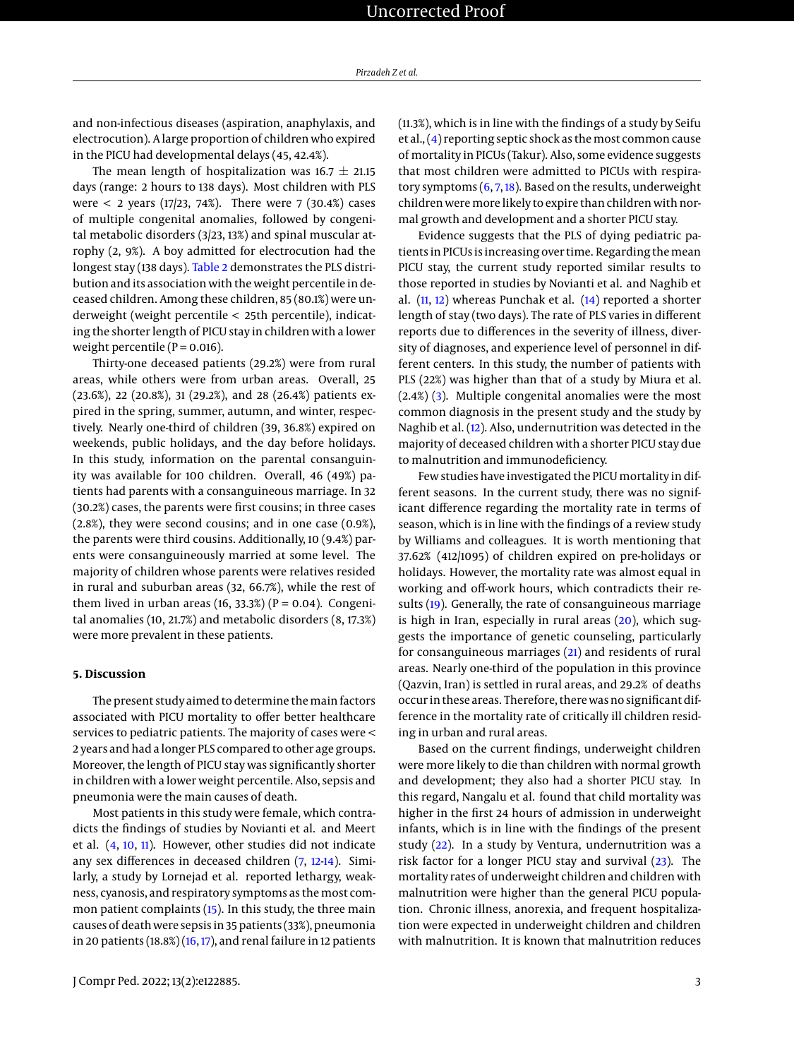and non-infectious diseases (aspiration, anaphylaxis, and electrocution). A large proportion of children who expired in the PICU had developmental delays (45, 42.4%).

The mean length of hospitalization was 16.7 ± 21.15 days (range: 2 hours to 138 days). Most children with PLS were < 2 years (17/23, 74%). There were 7 (30.4%) cases of multiple congenital anomalies, followed by congenital metabolic disorders (3/23, 13%) and spinal muscular atrophy (2, 9%). A boy admitted for electrocution had the longest stay (138 days). Table 2 demonstrates the PLS distribution and its association with the weight percentile in deceased children. Among these children, 85 (80.1%) were underweight (weight percentile < 25th percentile), indicating the shorter length of PICU stay in children with a lower weight percentile (P = 0.016).

Thirty-one deceased patients (29.2%) were from rural areas, while others were from urban areas. Overall, 25 (23.6%), 22 (20.8%), 31 (29.2%), and 28 (26.4%) patients expired in the spring, summer, autumn, and winter, respectively. Nearly one-third of children (39, 36.8%) expired on weekends, public holidays, and the day before holidays. In this study, information on the parental consanguinity was available for 100 children. Overall, 46 (49%) patients had parents with a consanguineous marriage. In 32 (30.2%) cases, the parents were first cousins; in three cases (2.8%), they were second cousins; and in one case (0.9%), the parents were third cousins. Additionally, 10 (9.4%) parents were consanguineously married at some level. The majority of children whose parents were relatives resided in rural and suburban areas (32, 66.7%), while the rest of them lived in urban areas (16, 33.3%) (P = 0.04). Congenital anomalies (10, 21.7%) and metabolic disorders (8, 17.3%) were more prevalent in these patients.

## 5. Discussion

The present study aimed to determine the main factors associated with PICU mortality to offer better healthcare services to pediatric patients. The majority of cases were < 2 years and had a longer PLS compared to other age groups. Moreover, the length of PICU stay was significantly shorter in children with a lower weight percentile. Also, sepsis and pneumonia were the main causes of death.

Most patients in this study were female, which contradicts the findings of studies by Novianti et al. and Meert et al. (4, 10, 11). However, other studies did not indicate any sex differences in deceased children (7, 12-14). Similarly, a study by Lornejad et al. reported lethargy, weakness, cyanosis, and respiratory symptoms as the most common patient complaints (15). In this study, the three main causes of death were sepsis in 35 patients (33%), pneumonia in 20 patients (18.8%) (16, 17), and renal failure in 12 patients (11.3%), which is in line with the findings of a study by Seifu et al., (4) reporting septic shock as the most common cause of mortality in PICUs (Takur). Also, some evidence suggests that most children were admitted to PICUs with respiratory symptoms (6, 7, 18). Based on the results, underweight children were more likely to expire than children with normal growth and development and a shorter PICU stay.

Evidence suggests that the PLS of dying pediatric patients in PICUs is increasing over time. Regarding the mean PICU stay, the current study reported similar results to those reported in studies by Novianti et al. and Naghib et al. (11, 12) whereas Punchak et al. (14) reported a shorter length of stay (two days). The rate of PLS varies in different reports due to differences in the severity of illness, diversity of diagnoses, and experience level of personnel in different centers. In this study, the number of patients with PLS (22%) was higher than that of a study by Miura et al. (2.4%) (3). Multiple congenital anomalies were the most common diagnosis in the present study and the study by Naghib et al. (12). Also, undernutrition was detected in the majority of deceased children with a shorter PICU stay due to malnutrition and immunodeficiency.

Few studies have investigated the PICU mortality in different seasons. In the current study, there was no significant difference regarding the mortality rate in terms of season, which is in line with the findings of a review study by Williams and colleagues. It is worth mentioning that 37.62% (412/1095) of children expired on pre-holidays or holidays. However, the mortality rate was almost equal in working and off-work hours, which contradicts their results (19). Generally, the rate of consanguineous marriage is high in Iran, especially in rural areas (20), which suggests the importance of genetic counseling, particularly for consanguineous marriages (21) and residents of rural areas. Nearly one-third of the population in this province (Qazvin, Iran) is settled in rural areas, and 29.2% of deaths occur in these areas. Therefore, there was no significant difference in the mortality rate of critically ill children residing in urban and rural areas.

Based on the current findings, underweight children were more likely to die than children with normal growth and development; they also had a shorter PICU stay. In this regard, Nangalu et al. found that child mortality was higher in the first 24 hours of admission in underweight infants, which is in line with the findings of the present study (22). In a study by Ventura, undernutrition was a risk factor for a longer PICU stay and survival (23). The mortality rates of underweight children and children with malnutrition were higher than the general PICU population. Chronic illness, anorexia, and frequent hospitalization were expected in underweight children and children with malnutrition. It is known that malnutrition reduces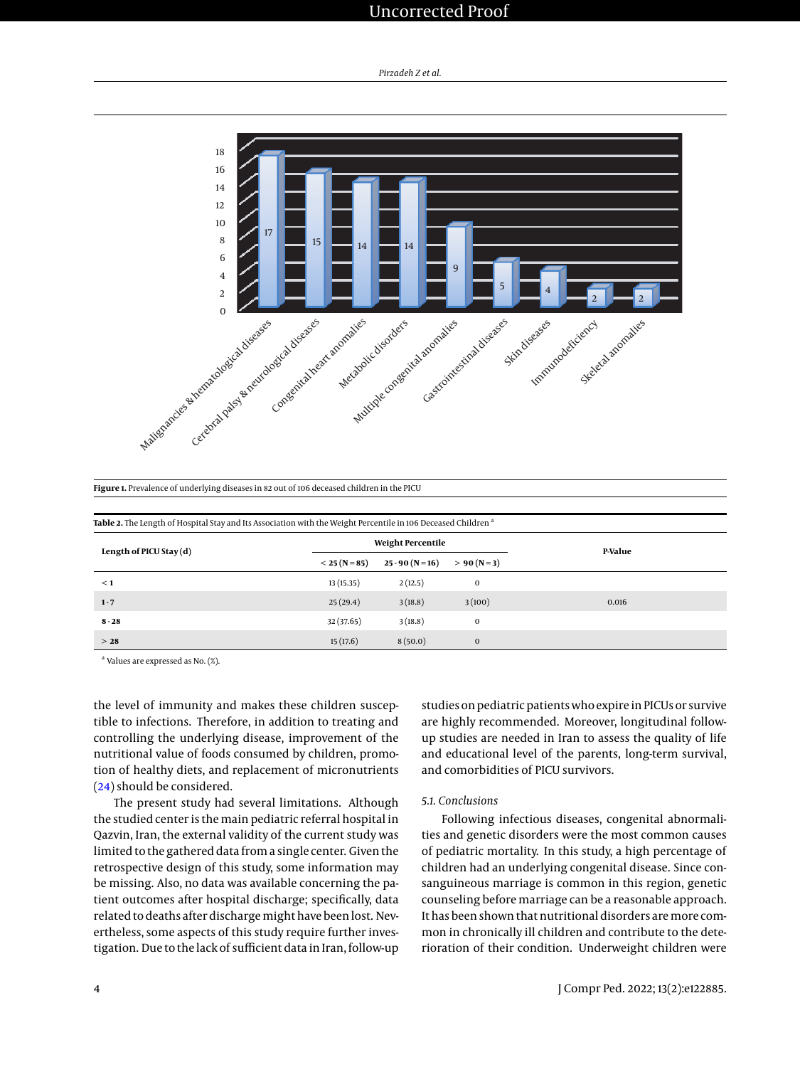**Figure 1.** Prevalence of underlying diseases in 82 out of 106 deceased children in the PICU

**Table 2.** The Length of Hospital Stay and Its Association with the Weight Percentile in 106 Deceased Children [a]

| Length of PICU Stay (d) | Weight Percentile | | | P-Value |
|---|---|---|---|---|
| | < 25 (N = 85) | 25 - 90 (N = 16) | > 90 (N = 3) | |
| < 1 | 13 (15.35) | 2 (12.5) | 0 | |
| 1 - 7 | 25 (29.4) | 3 (18.8) | 3 (100) | 0.016 |
| 8 - 28 | 32 (37.65) | 3 (18.8) | 0 | |
| > 28 | 15 (17.6) | 8 (50.0) | 0 | |

[a] Values are expressed as No. (%).

the level of immunity and makes these children susceptible to infections. Therefore, in addition to treating and controlling the underlying disease, improvement of the nutritional value of foods consumed by children, promotion of healthy diets, and replacement of micronutrients (24) should be considered.

The present study had several limitations. Although the studied center is the main pediatric referral hospital in Qazvin, Iran, the external validity of the current study was limited to the gathered data from a single center. Given the retrospective design of this study, some information may be missing. Also, no data was available concerning the patient outcomes after hospital discharge; specifically, data related to deaths after discharge might have been lost. Nevertheless, some aspects of this study require further investigation. Due to the lack of sufficient data in Iran, follow-up studies on pediatric patients who expire in PICUs or survive are highly recommended. Moreover, longitudinal follow-up studies are needed in Iran to assess the quality of life and educational level of the parents, long-term survival, and comorbidities of PICU survivors.

### 5.1. Conclusions

Following infectious diseases, congenital abnormalities and genetic disorders were the most common causes of pediatric mortality. In this study, a high percentage of children had an underlying congenital disease. Since consanguineous marriage is common in this region, genetic counseling before marriage can be a reasonable approach. It has been shown that nutritional disorders are more common in chronically ill children and contribute to the deterioration of their condition. Underweight children were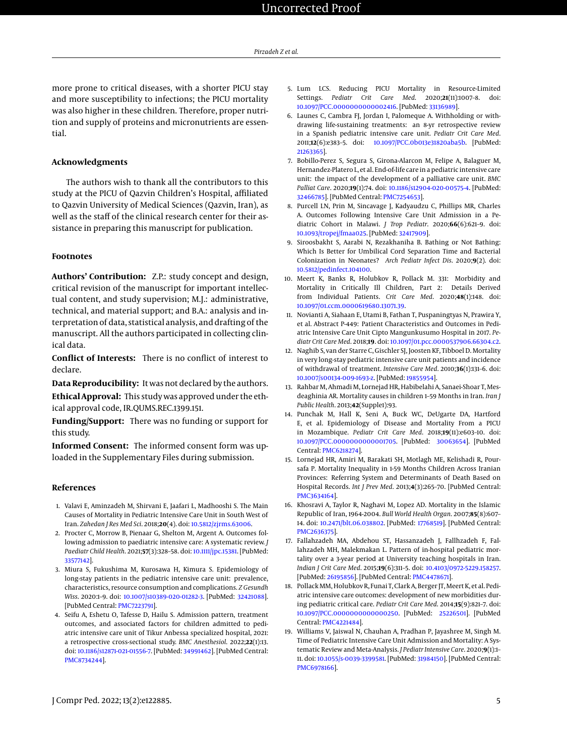more prone to critical diseases, with a shorter PICU stay and more susceptibility to infections; the PICU mortality was also higher in these children. Therefore, proper nutrition and supply of proteins and micronutrients are essential.

## Acknowledgments

The authors wish to thank all the contributors to this study at the PICU of Qazvin Children's Hospital, affiliated to Qazvin University of Medical Sciences (Qazvin, Iran), as well as the staff of the clinical research center for their assistance in preparing this manuscript for publication.

## Footnotes

**Authors' Contribution:** Z.P.: study concept and design, critical revision of the manuscript for important intellectual content, and study supervision; M.J.: administrative, technical, and material support; and B.A.: analysis and interpretation of data, statistical analysis, and drafting of the manuscript. All the authors participated in collecting clinical data.

**Conflict of Interests:** There is no conflict of interest to declare.

**Data Reproducibility:** It was not declared by the authors.

**Ethical Approval:** This study was approved under the ethical approval code, IR.QUMS.REC.1399.151.

**Funding/Support:** There was no funding or support for this study.

**Informed Consent:** The informed consent form was uploaded in the Supplementary Files during submission.

## References

1. Valavi E, Aminzadeh M, Shirvani E, Jaafari L, Madhooshi S. The Main Causes of Mortality in Pediatric Intensive Care Unit in South West of Iran. *Zahedan J Res Med Sci*. 2018;**20**(4). doi: 10.5812/zjrms.63006.
2. Procter C, Morrow B, Pienaar G, Shelton M, Argent A. Outcomes following admission to paediatric intensive care: A systematic review. *J Paediatr Child Health*. 2021;**57**(3):328–58. doi: 10.1111/jpc.15381. [PubMed: 33577142].
3. Miura S, Fukushima M, Kurosawa H, Kimura S. Epidemiology of long-stay patients in the pediatric intensive care unit: prevalence, characteristics, resource consumption and complications. *Z Gesundh Wiss*. 2020:1–9. doi: 10.1007/s10389-020-01282-3. [PubMed: 32421088]. [PubMed Central: PMC7223791].
4. Seifu A, Eshetu O, Tafesse D, Hailu S. Admission pattern, treatment outcomes, and associated factors for children admitted to pediatric intensive care unit of Tikur Anbessa specialized hospital, 2021: a retrospective cross-sectional study. *BMC Anesthesiol*. 2022;**22**(1):13. doi: 10.1186/s12871-021-01556-7. [PubMed: 34991462]. [PubMed Central: PMC8734244].
5. Lum LCS. Reducing PICU Mortality in Resource-Limited Settings. *Pediatr Crit Care Med*. 2020;**21**(11):1007–8. doi: 10.1097/PCC.0000000000002416. [PubMed: 33136989].
6. Launes C, Cambra FJ, Jordan I, Palomeque A. Withholding or withdrawing life-sustaining treatments: an 8-yr retrospective review in a Spanish pediatric intensive care unit. *Pediatr Crit Care Med*. 2011;**12**(6):e383–5. doi: 10.1097/PCC.0b013e31820aba5b. [PubMed: 21263365].
7. Bobillo-Perez S, Segura S, Girona-Alarcon M, Felipe A, Balaguer M, Hernandez-Platero L, et al. End-of-life care in a pediatric intensive care unit: the impact of the development of a palliative care unit. *BMC Palliat Care*. 2020;**19**(1):74. doi: 10.1186/s12904-020-00575-4. [PubMed: 32466785]. [PubMed Central: PMC7254653].
8. Purcell LN, Prin M, Sincavage J, Kadyaudzu C, Phillips MR, Charles A. Outcomes Following Intensive Care Unit Admission in a Pediatric Cohort in Malawi. *J Trop Pediatr*. 2020;**66**(6):621–9. doi: 10.1093/tropej/fmaa025. [PubMed: 32417909].
9. Siroosbakht S, Aarabi N, Rezakhaniha B. Bathing or Not Bathing: Which Is Better for Umbilical Cord Separation Time and Bacterial Colonization in Neonates? *Arch Pediatr Infect Dis*. 2020;**9**(2). doi: 10.5812/pedinfect.104100.
10. Meert K, Banks R, Holubkov R, Pollack M. 331: Morbidity and Mortality in Critically Ill Children, Part 2: Details Derived from Individual Patients. *Crit Care Med*. 2020;**48**(1):148. doi: 10.1097/01.ccm.0000619680.13071.39.
11. Novianti A, Siahaan E, Utami B, Fathan T, Puspaningtyas N, Prawira Y, et al. Abstract P-449: Patient Characteristics and Outcomes in Pediatric Intensive Care Unit Cipto Mangunkusumo Hospital in 2017. *Pediatr Crit Care Med*. 2018;**19**. doi: 10.1097/01.pcc.0000537906.66304.c2.
12. Naghib S, van der Starre C, Gischler SJ, Joosten KF, Tibboel D. Mortality in very long-stay pediatric intensive care unit patients and incidence of withdrawal of treatment. *Intensive Care Med*. 2010;**36**(1):131–6. doi: 10.1007/s00134-009-1693-z. [PubMed: 19855954].
13. Rahbar M, Ahmadi M, Lornejad HR, Habibelahi A, Sanaei-Shoar T, Mesdeaghinia AR. Mortality causes in children 1–59 Months in Iran. *Iran J Public Health*. 2013;**42**(Supple1):93.
14. Punchak M, Hall K, Seni A, Buck WC, DeUgarte DA, Hartford E, et al. Epidemiology of Disease and Mortality From a PICU in Mozambique. *Pediatr Crit Care Med*. 2018;**19**(11):e603–10. doi: 10.1097/PCC.0000000000001705. [PubMed: 30063654]. [PubMed Central: PMC6218274].
15. Lornejad HR, Amiri M, Barakati SH, Motlagh ME, Kelishadi R, Poursafa P. Mortality Inequality in 1-59 Months Children Across Iranian Provinces: Referring System and Determinants of Death Based on Hospital Records. *Int J Prev Med*. 2013;**4**(3):265–70. [PubMed Central: PMC3634164].
16. Khosravi A, Taylor R, Naghavi M, Lopez AD. Mortality in the Islamic Republic of Iran, 1964-2004. *Bull World Health Organ*. 2007;**85**(8):607–14. doi: 10.2471/blt.06.038802. [PubMed: 17768519]. [PubMed Central: PMC2636375].
17. Fallahzadeh MA, Abdehou ST, Hassanzadeh J, Fallhzadeh F, Fallahzadeh MH, Malekmakan L. Pattern of in-hospital pediatric mortality over a 3-year period at University teaching hospitals in Iran. *Indian J Crit Care Med*. 2015;**19**(6):311–5. doi: 10.4103/0972-5229.158257. [PubMed: 26195856]. [PubMed Central: PMC4478671].
18. Pollack MM, Holubkov R, Funai T, Clark A, Berger JT, Meert K, et al. Pediatric intensive care outcomes: development of new morbidities during pediatric critical care. *Pediatr Crit Care Med*. 2014;**15**(9):821–7. doi: 10.1097/PCC.0000000000000250. [PubMed: 25226501]. [PubMed Central: PMC4221484].
19. Williams V, Jaiswal N, Chauhan A, Pradhan P, Jayashree M, Singh M. Time of Pediatric Intensive Care Unit Admission and Mortality: A Systematic Review and Meta-Analysis. *J Pediatr Intensive Care*. 2020;**9**(1):1–11. doi: 10.1055/s-0039-3399581. [PubMed: 31984150]. [PubMed Central: PMC6978166].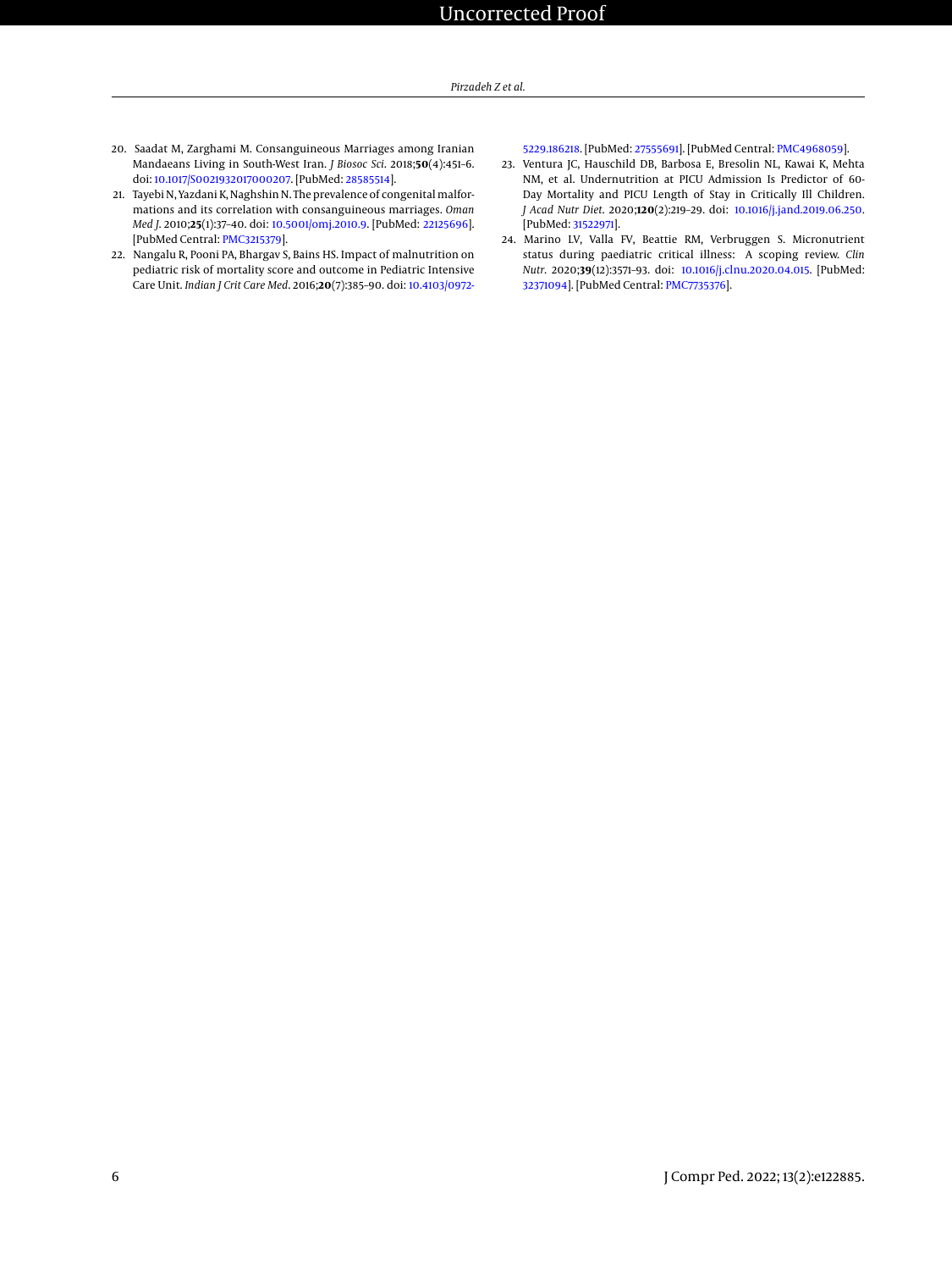20. Saadat M, Zarghami M. Consanguineous Marriages among Iranian Mandaeans Living in South-West Iran. *J Biosoc Sci*. 2018;**50**(4):451–6. doi: 10.1017/S0021932017000207. [PubMed: 28585514].
21. Tayebi N, Yazdani K, Naghshin N. The prevalence of congenital malformations and its correlation with consanguineous marriages. *Oman Med J*. 2010;**25**(1):37–40. doi: 10.5001/omj.2010.9. [PubMed: 22125696]. [PubMed Central: PMC3215379].
22. Nangalu R, Pooni PA, Bhargav S, Bains HS. Impact of malnutrition on pediatric risk of mortality score and outcome in Pediatric Intensive Care Unit. *Indian J Crit Care Med*. 2016;**20**(7):385–90. doi: 10.4103/0972-5229.186218. [PubMed: 27555691]. [PubMed Central: PMC4968059].
23. Ventura JC, Hauschild DB, Barbosa E, Bresolin NL, Kawai K, Mehta NM, et al. Undernutrition at PICU Admission Is Predictor of 60-Day Mortality and PICU Length of Stay in Critically Ill Children. *J Acad Nutr Diet*. 2020;**120**(2):219–29. doi: 10.1016/j.jand.2019.06.250. [PubMed: 31522971].
24. Marino LV, Valla FV, Beattie RM, Verbruggen S. Micronutrient status during paediatric critical illness: A scoping review. *Clin Nutr*. 2020;**39**(12):3571–93. doi: 10.1016/j.clnu.2020.04.015. [PubMed: 32371094]. [PubMed Central: PMC7735376].